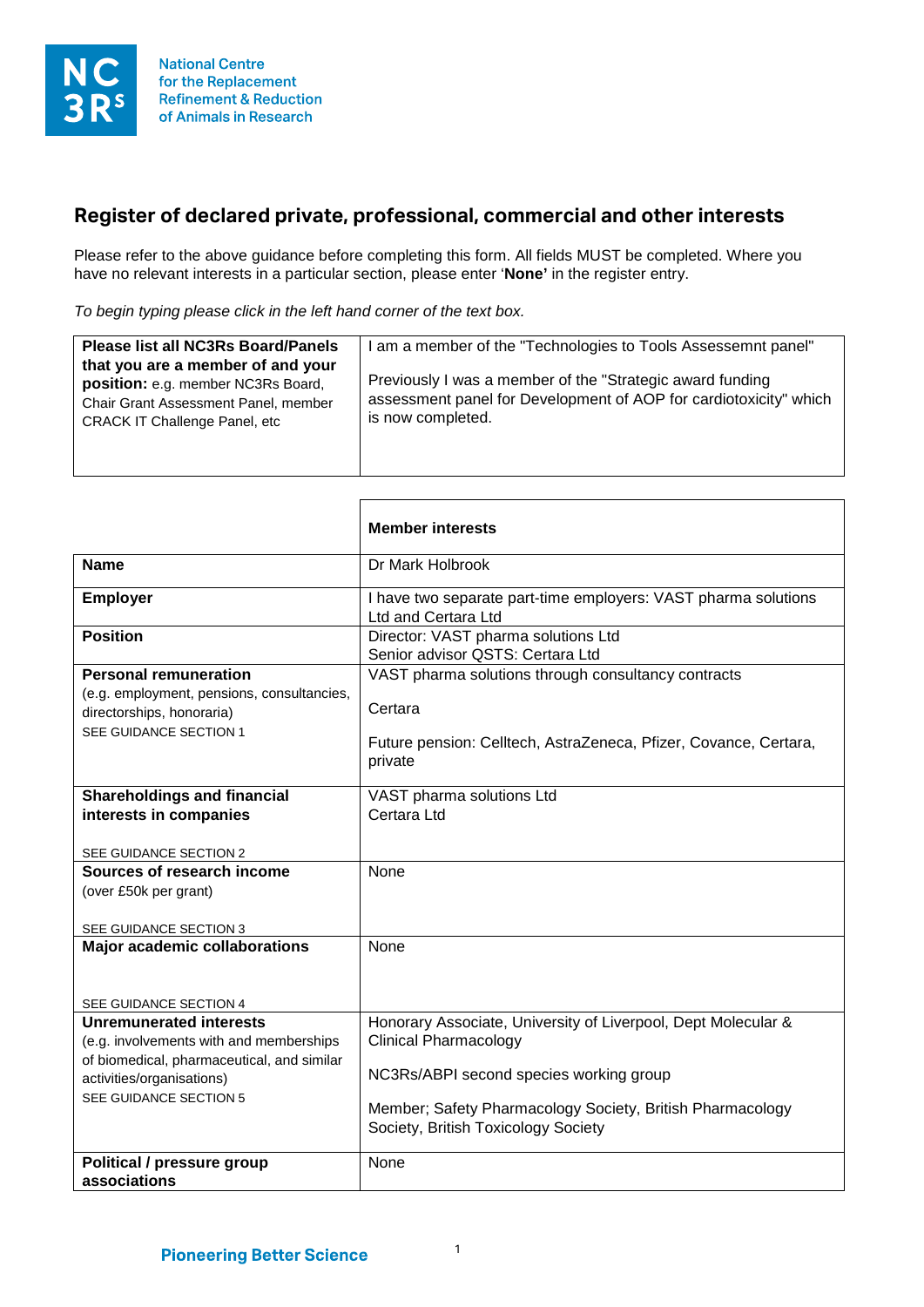National Centre for the Replacement Refinement & Reduction of Animals in Research

## Register of declared private, professional, commercial and other interests

Please refer to the above guidance before completing this form. All fields MUST be completed. Where you have no relevant interests in a particular section, please enter '**None**' in the register entry.

*To begin typing please click in the left hand corner of the text box.*

| | |
|---|---|
| **Please list all NC3Rs Board/Panels that you are a member of and your position:** e.g. member NC3Rs Board, Chair Grant Assessment Panel, member CRACK IT Challenge Panel, etc | I am a member of the "Technologies to Tools Assessemnt panel"<br><br>Previously I was a member of the "Strategic award funding assessment panel for Development of AOP for cardiotoxicity" which is now completed. |

| | **Member interests** |
|---|---|
| **Name** | Dr Mark Holbrook |
| **Employer** | I have two separate part-time employers: VAST pharma solutions Ltd and Certara Ltd |
| **Position** | Director: VAST pharma solutions Ltd<br>Senior advisor QSTS: Certara Ltd |
| **Personal remuneration**<br>(e.g. employment, pensions, consultancies, directorships, honoraria)<br>SEE GUIDANCE SECTION 1 | VAST pharma solutions through consultancy contracts<br><br>Certara<br><br>Future pension: Celltech, AstraZeneca, Pfizer, Covance, Certara, private |
| **Shareholdings and financial interests in companies**<br><br>SEE GUIDANCE SECTION 2 | VAST pharma solutions Ltd<br>Certara Ltd |
| **Sources of research income**<br>(over £50k per grant)<br><br>SEE GUIDANCE SECTION 3 | None |
| **Major academic collaborations**<br><br>SEE GUIDANCE SECTION 4 | None |
| **Unremunerated interests**<br>(e.g. involvements with and memberships of biomedical, pharmaceutical, and similar activities/organisations)<br>SEE GUIDANCE SECTION 5 | Honorary Associate, University of Liverpool, Dept Molecular & Clinical Pharmacology<br><br>NC3Rs/ABPI second species working group<br><br>Member; Safety Pharmacology Society, British Pharmacology Society, British Toxicology Society |
| **Political / pressure group associations** | None |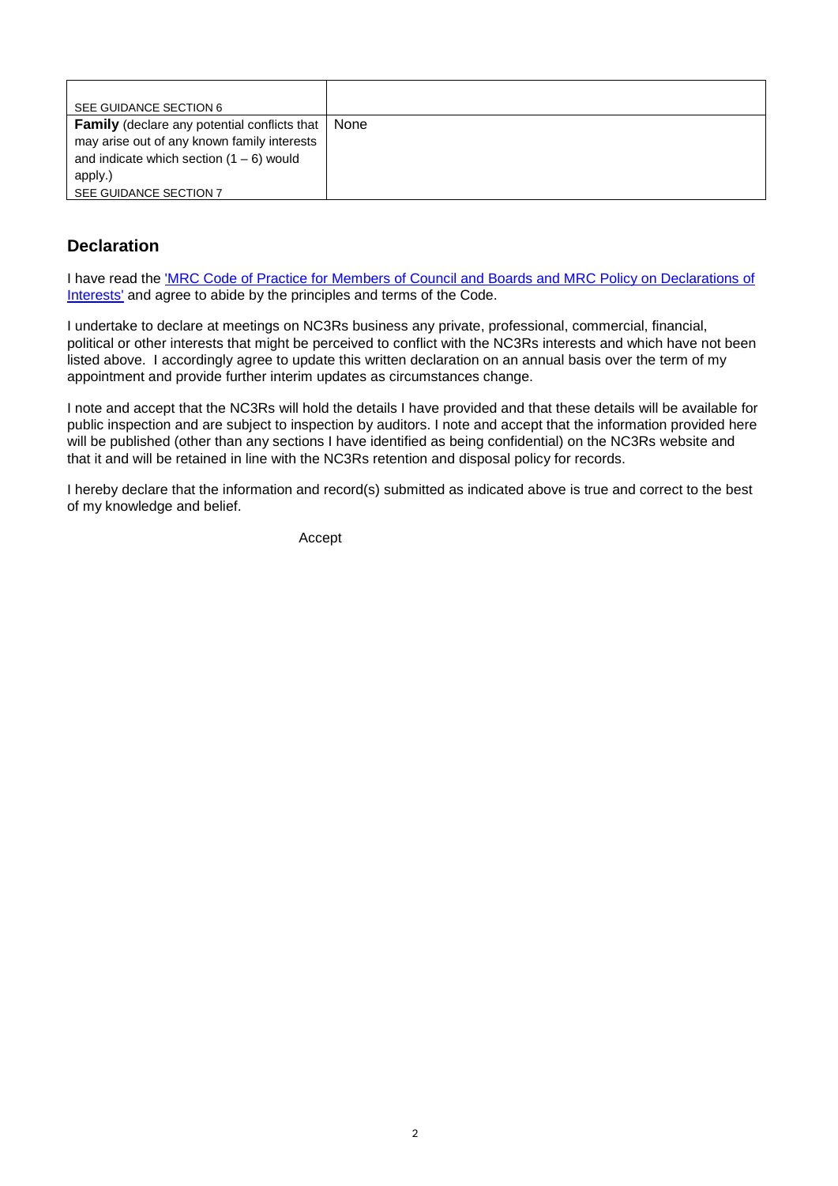| | |
|---|---|
| SEE GUIDANCE SECTION 6 | |
| **Family** (declare any potential conflicts that may arise out of any known family interests and indicate which section (1 – 6) would apply.) SEE GUIDANCE SECTION 7 | None |

## Declaration

I have read the ['MRC Code of Practice for Members of Council and Boards and MRC Policy on Declarations of Interests'] and agree to abide by the principles and terms of the Code.

I undertake to declare at meetings on NC3Rs business any private, professional, commercial, financial, political or other interests that might be perceived to conflict with the NC3Rs interests and which have not been listed above. I accordingly agree to update this written declaration on an annual basis over the term of my appointment and provide further interim updates as circumstances change.

I note and accept that the NC3Rs will hold the details I have provided and that these details will be available for public inspection and are subject to inspection by auditors. I note and accept that the information provided here will be published (other than any sections I have identified as being confidential) on the NC3Rs website and that it and will be retained in line with the NC3Rs retention and disposal policy for records.

I hereby declare that the information and record(s) submitted as indicated above is true and correct to the best of my knowledge and belief.

Accept